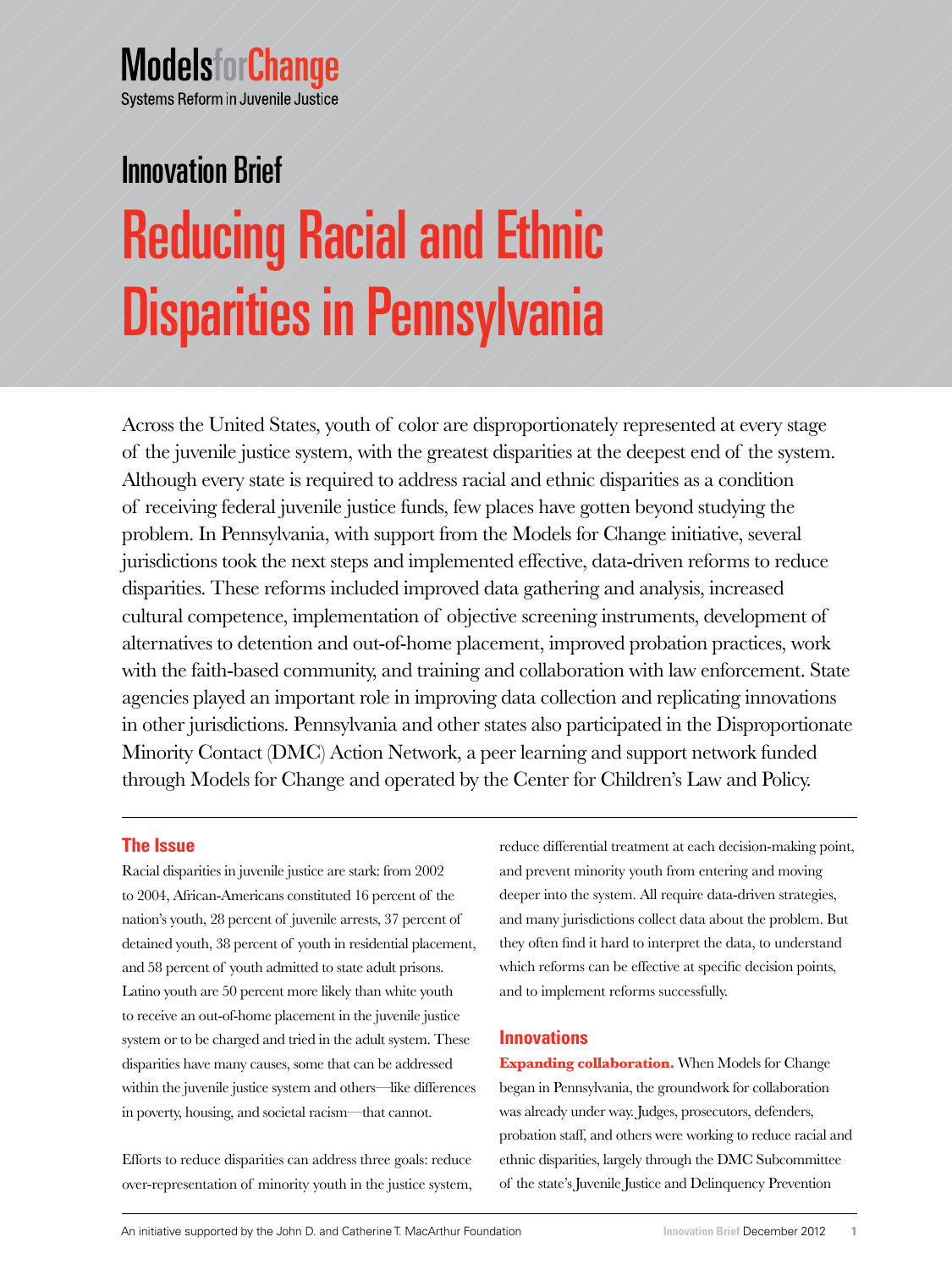# Models for Change

Systems Reform in Juvenile Justice

## Innovation Brief

# Reducing Racial and Ethnic Disparities in Pennsylvania

Across the United States, youth of color are disproportionately represented at every stage of the juvenile justice system, with the greatest disparities at the deepest end of the system. Although every state is required to address racial and ethnic disparities as a condition of receiving federal juvenile justice funds, few places have gotten beyond studying the problem. In Pennsylvania, with support from the Models for Change initiative, several jurisdictions took the next steps and implemented effective, data-driven reforms to reduce disparities. These reforms included improved data gathering and analysis, increased cultural competence, implementation of objective screening instruments, development of alternatives to detention and out-of-home placement, improved probation practices, work with the faith-based community, and training and collaboration with law enforcement. State agencies played an important role in improving data collection and replicating innovations in other jurisdictions. Pennsylvania and other states also participated in the Disproportionate Minority Contact (DMC) Action Network, a peer learning and support network funded through Models for Change and operated by the Center for Children's Law and Policy.

## The Issue

Racial disparities in juvenile justice are stark: from 2002 to 2004, African-Americans constituted 16 percent of the nation's youth, 28 percent of juvenile arrests, 37 percent of detained youth, 38 percent of youth in residential placement, and 58 percent of youth admitted to state adult prisons. Latino youth are 50 percent more likely than white youth to receive an out-of-home placement in the juvenile justice system or to be charged and tried in the adult system. These disparities have many causes, some that can be addressed within the juvenile justice system and others—like differences in poverty, housing, and societal racism—that cannot.

Efforts to reduce disparities can address three goals: reduce over-representation of minority youth in the justice system, reduce differential treatment at each decision-making point, and prevent minority youth from entering and moving deeper into the system. All require data-driven strategies, and many jurisdictions collect data about the problem. But they often find it hard to interpret the data, to understand which reforms can be effective at specific decision points, and to implement reforms successfully.

## Innovations

**Expanding collaboration.** When Models for Change began in Pennsylvania, the groundwork for collaboration was already under way. Judges, prosecutors, defenders, probation staff, and others were working to reduce racial and ethnic disparities, largely through the DMC Subcommittee of the state's Juvenile Justice and Delinquency Prevention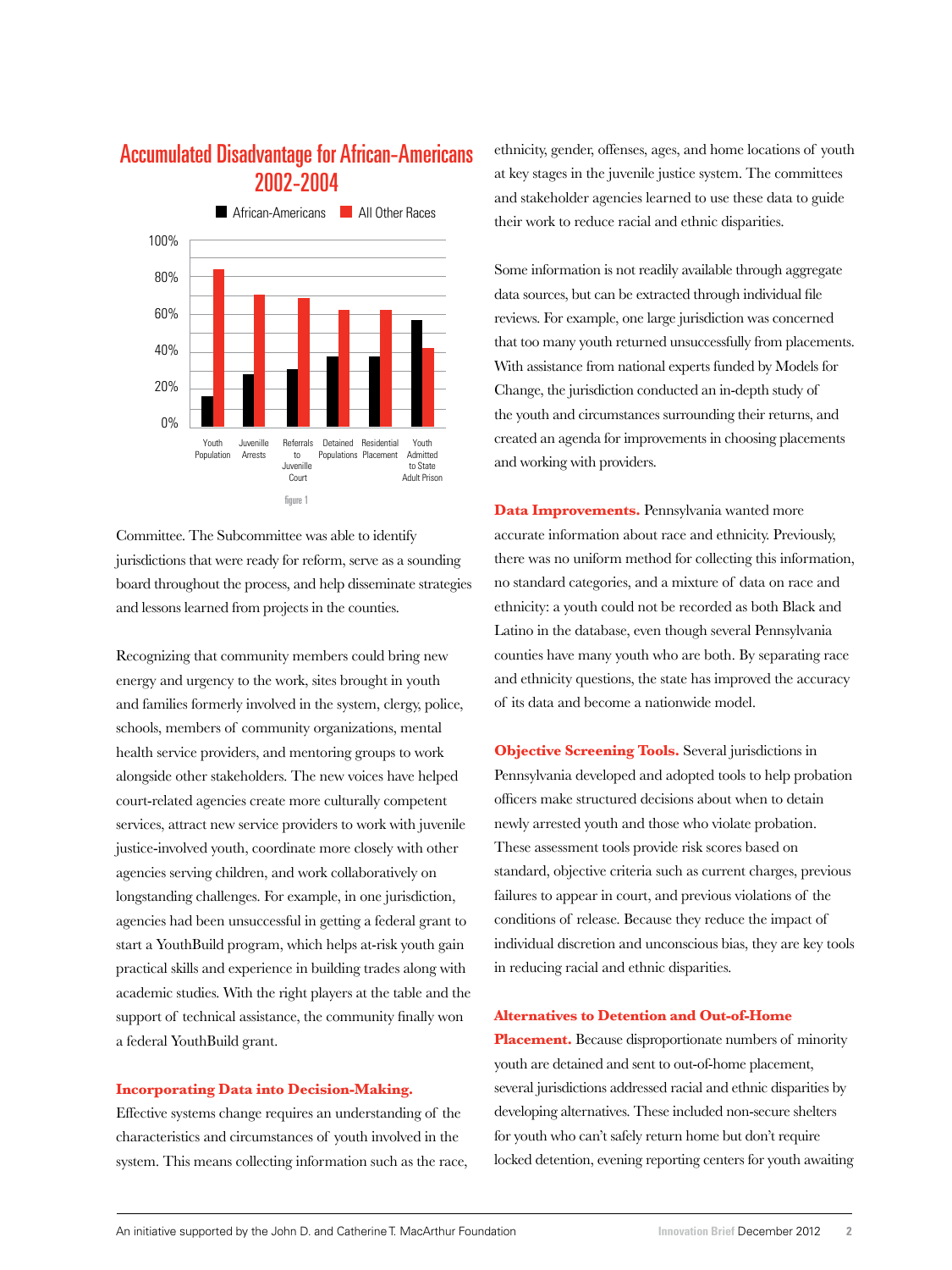## Accumulated Disadvantage for African-Americans 2002-2004

African-Americans | All Other Races

| | African-Americans | All Other Races |
|---|---|---|
| Youth Population | ~16% | ~84% |
| Juvenile Arrests | ~28% | ~71% |
| Referrals to Juvenille Court | ~31% | ~69% |
| Detained Populations | ~38% | ~63% |
| Residential Placement | ~38% | ~63% |
| Youth Admitted to State Adult Prison | ~58% | ~42% |

figure 1

Committee. The Subcommittee was able to identify jurisdictions that were ready for reform, serve as a sounding board throughout the process, and help disseminate strategies and lessons learned from projects in the counties.

Recognizing that community members could bring new energy and urgency to the work, sites brought in youth and families formerly involved in the system, clergy, police, schools, members of community organizations, mental health service providers, and mentoring groups to work alongside other stakeholders. The new voices have helped court-related agencies create more culturally competent services, attract new service providers to work with juvenile justice-involved youth, coordinate more closely with other agencies serving children, and work collaboratively on longstanding challenges. For example, in one jurisdiction, agencies had been unsuccessful in getting a federal grant to start a YouthBuild program, which helps at-risk youth gain practical skills and experience in building trades along with academic studies. With the right players at the table and the support of technical assistance, the community finally won a federal YouthBuild grant.

**Incorporating Data into Decision-Making.** Effective systems change requires an understanding of the characteristics and circumstances of youth involved in the system. This means collecting information such as the race, ethnicity, gender, offenses, ages, and home locations of youth at key stages in the juvenile justice system. The committees and stakeholder agencies learned to use these data to guide their work to reduce racial and ethnic disparities.

Some information is not readily available through aggregate data sources, but can be extracted through individual file reviews. For example, one large jurisdiction was concerned that too many youth returned unsuccessfully from placements. With assistance from national experts funded by Models for Change, the jurisdiction conducted an in-depth study of the youth and circumstances surrounding their returns, and created an agenda for improvements in choosing placements and working with providers.

**Data Improvements.** Pennsylvania wanted more accurate information about race and ethnicity. Previously, there was no uniform method for collecting this information, no standard categories, and a mixture of data on race and ethnicity: a youth could not be recorded as both Black and Latino in the database, even though several Pennsylvania counties have many youth who are both. By separating race and ethnicity questions, the state has improved the accuracy of its data and become a nationwide model.

**Objective Screening Tools.** Several jurisdictions in Pennsylvania developed and adopted tools to help probation officers make structured decisions about when to detain newly arrested youth and those who violate probation. These assessment tools provide risk scores based on standard, objective criteria such as current charges, previous failures to appear in court, and previous violations of the conditions of release. Because they reduce the impact of individual discretion and unconscious bias, they are key tools in reducing racial and ethnic disparities.

**Alternatives to Detention and Out-of-Home Placement.** Because disproportionate numbers of minority youth are detained and sent to out-of-home placement, several jurisdictions addressed racial and ethnic disparities by developing alternatives. These included non-secure shelters for youth who can't safely return home but don't require locked detention, evening reporting centers for youth awaiting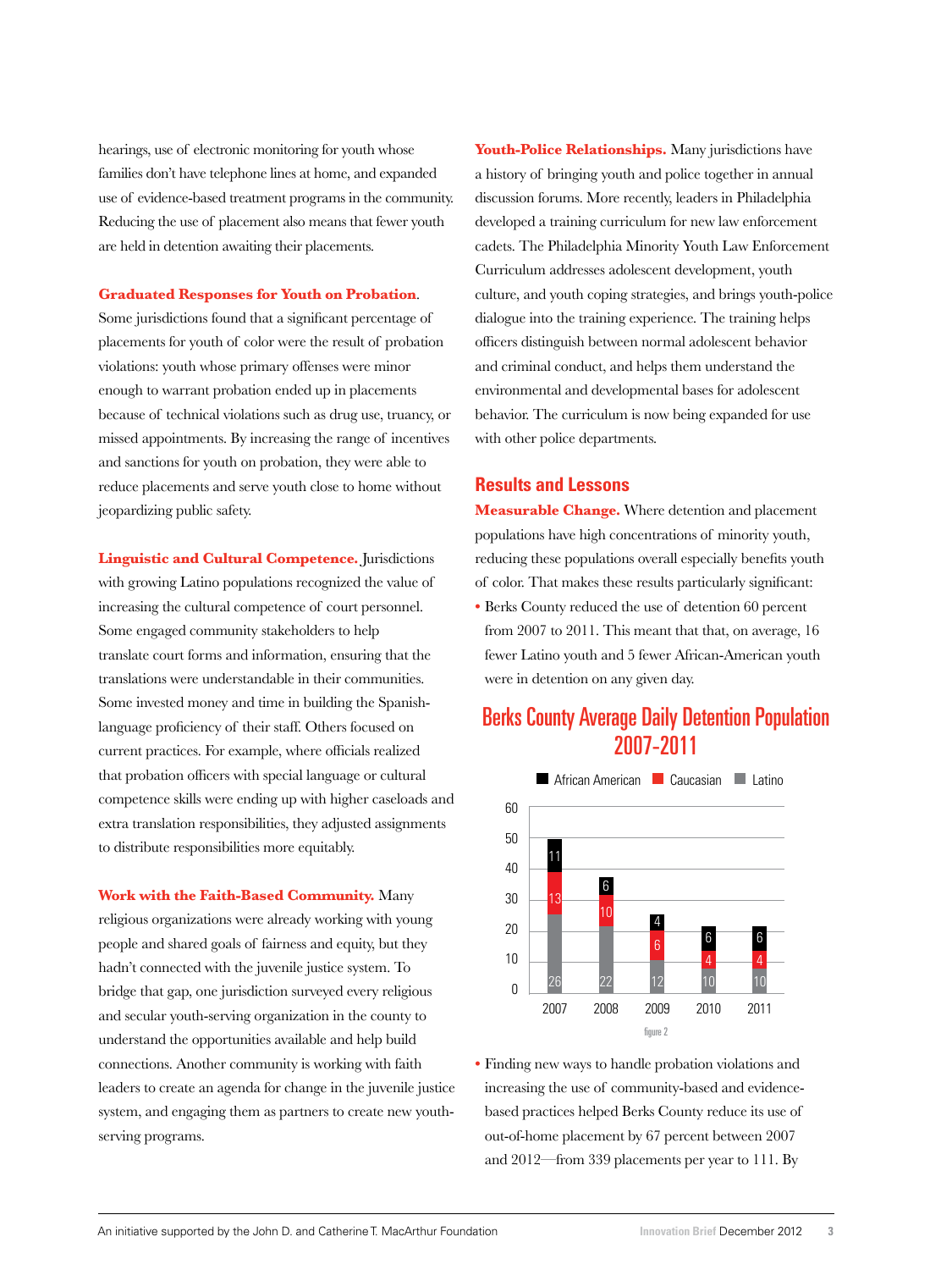hearings, use of electronic monitoring for youth whose families don't have telephone lines at home, and expanded use of evidence-based treatment programs in the community. Reducing the use of placement also means that fewer youth are held in detention awaiting their placements.

**Graduated Responses for Youth on Probation.** Some jurisdictions found that a significant percentage of placements for youth of color were the result of probation violations: youth whose primary offenses were minor enough to warrant probation ended up in placements because of technical violations such as drug use, truancy, or missed appointments. By increasing the range of incentives and sanctions for youth on probation, they were able to reduce placements and serve youth close to home without jeopardizing public safety.

**Linguistic and Cultural Competence.** Jurisdictions with growing Latino populations recognized the value of increasing the cultural competence of court personnel. Some engaged community stakeholders to help translate court forms and information, ensuring that the translations were understandable in their communities. Some invested money and time in building the Spanish-language proficiency of their staff. Others focused on current practices. For example, where officials realized that probation officers with special language or cultural competence skills were ending up with higher caseloads and extra translation responsibilities, they adjusted assignments to distribute responsibilities more equitably.

**Work with the Faith-Based Community.** Many religious organizations were already working with young people and shared goals of fairness and equity, but they hadn't connected with the juvenile justice system. To bridge that gap, one jurisdiction surveyed every religious and secular youth-serving organization in the county to understand the opportunities available and help build connections. Another community is working with faith leaders to create an agenda for change in the juvenile justice system, and engaging them as partners to create new youth-serving programs.

**Youth-Police Relationships.** Many jurisdictions have a history of bringing youth and police together in annual discussion forums. More recently, leaders in Philadelphia developed a training curriculum for new law enforcement cadets. The Philadelphia Minority Youth Law Enforcement Curriculum addresses adolescent development, youth culture, and youth coping strategies, and brings youth-police dialogue into the training experience. The training helps officers distinguish between normal adolescent behavior and criminal conduct, and helps them understand the environmental and developmental bases for adolescent behavior. The curriculum is now being expanded for use with other police departments.

## Results and Lessons

**Measurable Change.** Where detention and placement populations have high concentrations of minority youth, reducing these populations overall especially benefits youth of color. That makes these results particularly significant:

- Berks County reduced the use of detention 60 percent from 2007 to 2011. This meant that that, on average, 16 fewer Latino youth and 5 fewer African-American youth were in detention on any given day.

### Berks County Average Daily Detention Population 2007-2011

| Year | African American | Caucasian | Latino |
|---|---|---|---|
| 2007 | 11 | 13 | 26 |
| 2008 | 6 | 10 | 22 |
| 2009 | 4 | 6 | 12 |
| 2010 | 6 | 4 | 10 |
| 2011 | 6 | 4 | 10 |

figure 2

- Finding new ways to handle probation violations and increasing the use of community-based and evidence-based practices helped Berks County reduce its use of out-of-home placement by 67 percent between 2007 and 2012—from 339 placements per year to 111. By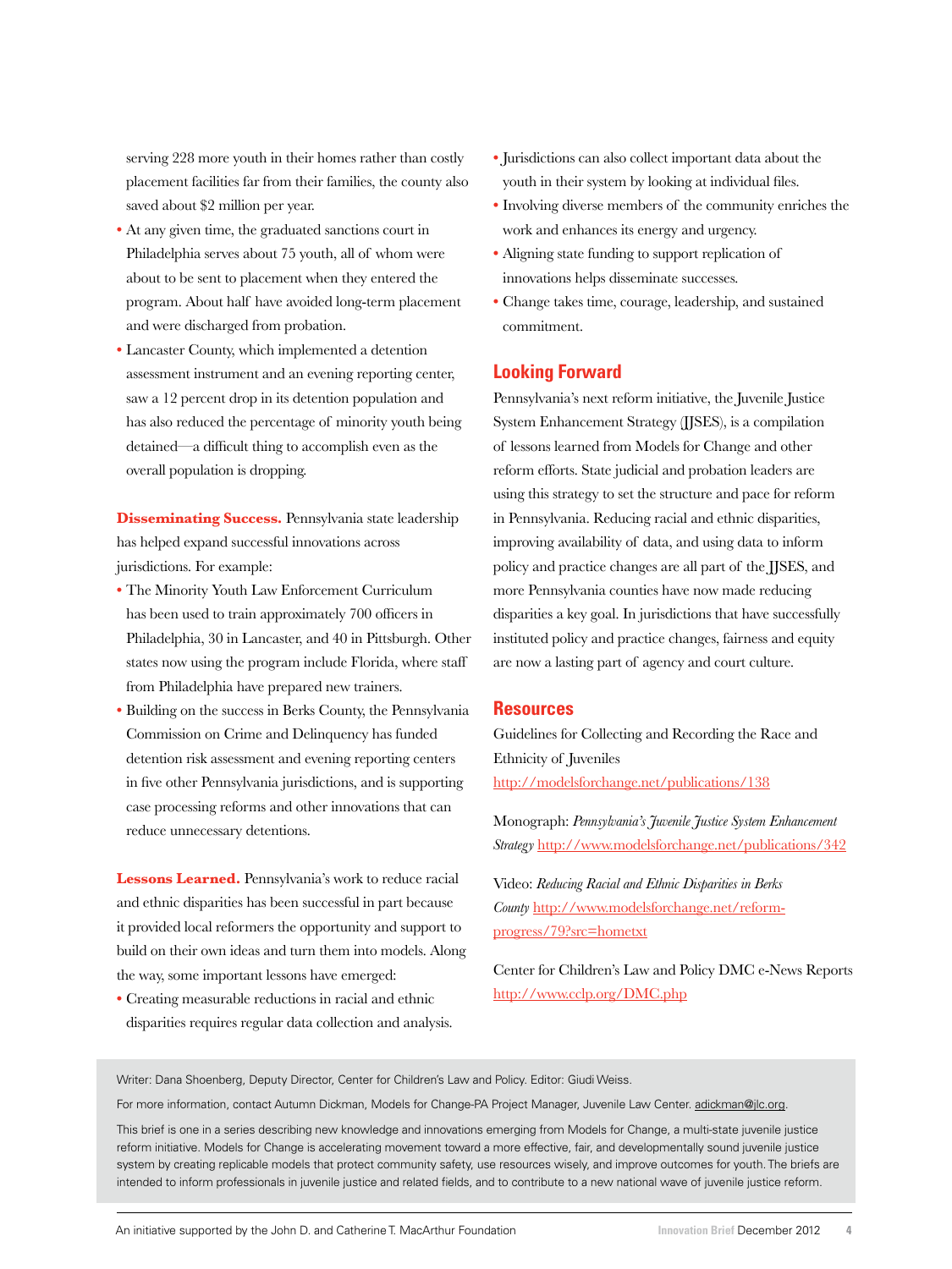serving 228 more youth in their homes rather than costly placement facilities far from their families, the county also saved about $2 million per year.

- At any given time, the graduated sanctions court in Philadelphia serves about 75 youth, all of whom were about to be sent to placement when they entered the program. About half have avoided long-term placement and were discharged from probation.
- Lancaster County, which implemented a detention assessment instrument and an evening reporting center, saw a 12 percent drop in its detention population and has also reduced the percentage of minority youth being detained—a difficult thing to accomplish even as the overall population is dropping.

**Disseminating Success.** Pennsylvania state leadership has helped expand successful innovations across jurisdictions. For example:

- The Minority Youth Law Enforcement Curriculum has been used to train approximately 700 officers in Philadelphia, 30 in Lancaster, and 40 in Pittsburgh. Other states now using the program include Florida, where staff from Philadelphia have prepared new trainers.
- Building on the success in Berks County, the Pennsylvania Commission on Crime and Delinquency has funded detention risk assessment and evening reporting centers in five other Pennsylvania jurisdictions, and is supporting case processing reforms and other innovations that can reduce unnecessary detentions.

**Lessons Learned.** Pennsylvania's work to reduce racial and ethnic disparities has been successful in part because it provided local reformers the opportunity and support to build on their own ideas and turn them into models. Along the way, some important lessons have emerged:

- Creating measurable reductions in racial and ethnic disparities requires regular data collection and analysis.
- Jurisdictions can also collect important data about the youth in their system by looking at individual files.
- Involving diverse members of the community enriches the work and enhances its energy and urgency.
- Aligning state funding to support replication of innovations helps disseminate successes.
- Change takes time, courage, leadership, and sustained commitment.

## Looking Forward

Pennsylvania's next reform initiative, the Juvenile Justice System Enhancement Strategy (JJSES), is a compilation of lessons learned from Models for Change and other reform efforts. State judicial and probation leaders are using this strategy to set the structure and pace for reform in Pennsylvania. Reducing racial and ethnic disparities, improving availability of data, and using data to inform policy and practice changes are all part of the JJSES, and more Pennsylvania counties have now made reducing disparities a key goal. In jurisdictions that have successfully instituted policy and practice changes, fairness and equity are now a lasting part of agency and court culture.

## Resources

Guidelines for Collecting and Recording the Race and Ethnicity of Juveniles
http://modelsforchange.net/publications/138

Monograph: *Pennsylvania's Juvenile Justice System Enhancement Strategy* http://www.modelsforchange.net/publications/342

Video: *Reducing Racial and Ethnic Disparities in Berks County* http://www.modelsforchange.net/reform-progress/79?src=hometxt

Center for Children's Law and Policy DMC e-News Reports
http://www.cclp.org/DMC.php

Writer: Dana Shoenberg, Deputy Director, Center for Children's Law and Policy. Editor: Giudi Weiss.

For more information, contact Autumn Dickman, Models for Change-PA Project Manager, Juvenile Law Center. adickman@jlc.org.

This brief is one in a series describing new knowledge and innovations emerging from Models for Change, a multi-state juvenile justice reform initiative. Models for Change is accelerating movement toward a more effective, fair, and developmentally sound juvenile justice system by creating replicable models that protect community safety, use resources wisely, and improve outcomes for youth. The briefs are intended to inform professionals in juvenile justice and related fields, and to contribute to a new national wave of juvenile justice reform.

An initiative supported by the John D. and Catherine T. MacArthur Foundation